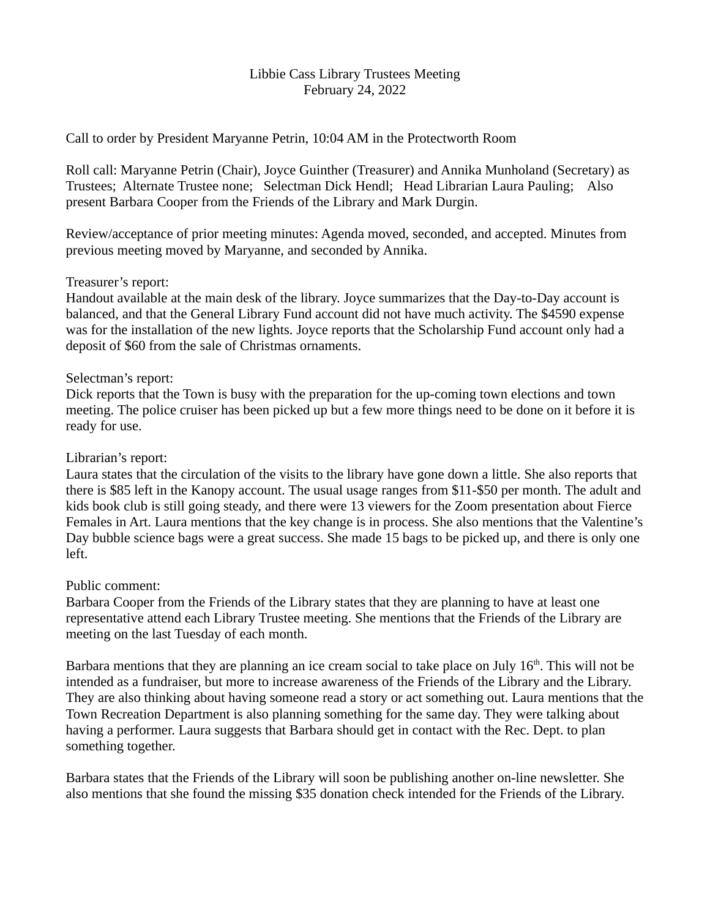# Libbie Cass Library Trustees Meeting
February 24, 2022

Call to order by President Maryanne Petrin, 10:04 AM in the Protectworth Room

Roll call: Maryanne Petrin (Chair), Joyce Guinther (Treasurer) and Annika Munholand (Secretary) as Trustees; Alternate Trustee none; Selectman Dick Hendl; Head Librarian Laura Pauling; Also present Barbara Cooper from the Friends of the Library and Mark Durgin.

Review/acceptance of prior meeting minutes: Agenda moved, seconded, and accepted. Minutes from previous meeting moved by Maryanne, and seconded by Annika.

Treasurer's report:
Handout available at the main desk of the library. Joyce summarizes that the Day-to-Day account is balanced, and that the General Library Fund account did not have much activity. The $4590 expense was for the installation of the new lights. Joyce reports that the Scholarship Fund account only had a deposit of $60 from the sale of Christmas ornaments.

Selectman's report:
Dick reports that the Town is busy with the preparation for the up-coming town elections and town meeting. The police cruiser has been picked up but a few more things need to be done on it before it is ready for use.

Librarian's report:
Laura states that the circulation of the visits to the library have gone down a little. She also reports that there is $85 left in the Kanopy account. The usual usage ranges from $11-$50 per month. The adult and kids book club is still going steady, and there were 13 viewers for the Zoom presentation about Fierce Females in Art. Laura mentions that the key change is in process. She also mentions that the Valentine's Day bubble science bags were a great success. She made 15 bags to be picked up, and there is only one left.

Public comment:
Barbara Cooper from the Friends of the Library states that they are planning to have at least one representative attend each Library Trustee meeting. She mentions that the Friends of the Library are meeting on the last Tuesday of each month.

Barbara mentions that they are planning an ice cream social to take place on July 16th. This will not be intended as a fundraiser, but more to increase awareness of the Friends of the Library and the Library. They are also thinking about having someone read a story or act something out. Laura mentions that the Town Recreation Department is also planning something for the same day. They were talking about having a performer. Laura suggests that Barbara should get in contact with the Rec. Dept. to plan something together.

Barbara states that the Friends of the Library will soon be publishing another on-line newsletter. She also mentions that she found the missing $35 donation check intended for the Friends of the Library.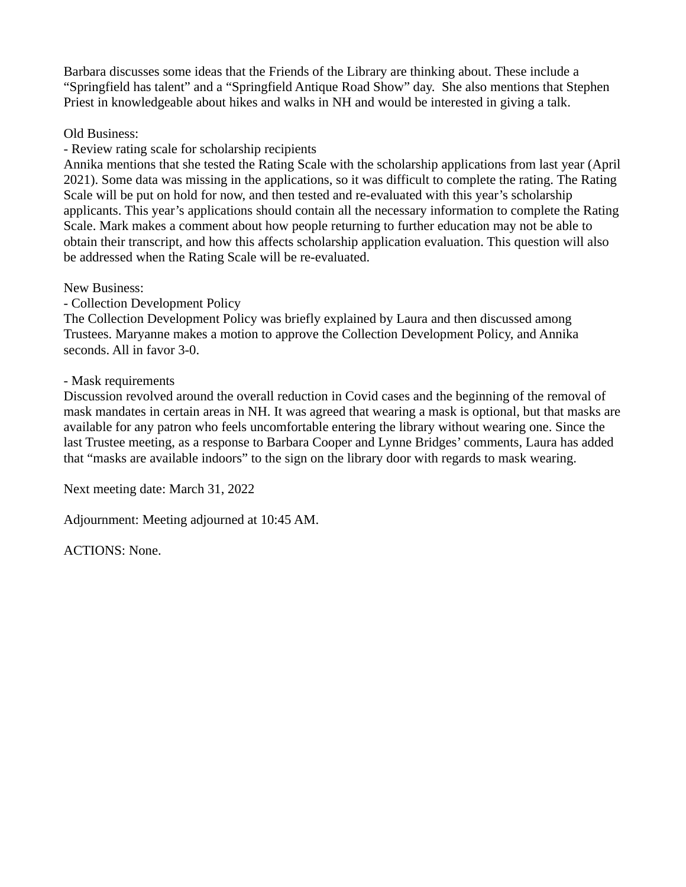Barbara discusses some ideas that the Friends of the Library are thinking about. These include a "Springfield has talent" and a "Springfield Antique Road Show" day. She also mentions that Stephen Priest in knowledgeable about hikes and walks in NH and would be interested in giving a talk.

Old Business:

- Review rating scale for scholarship recipients

Annika mentions that she tested the Rating Scale with the scholarship applications from last year (April 2021). Some data was missing in the applications, so it was difficult to complete the rating. The Rating Scale will be put on hold for now, and then tested and re-evaluated with this year's scholarship applicants. This year's applications should contain all the necessary information to complete the Rating Scale. Mark makes a comment about how people returning to further education may not be able to obtain their transcript, and how this affects scholarship application evaluation. This question will also be addressed when the Rating Scale will be re-evaluated.

New Business:

- Collection Development Policy

The Collection Development Policy was briefly explained by Laura and then discussed among Trustees. Maryanne makes a motion to approve the Collection Development Policy, and Annika seconds. All in favor 3-0.

- Mask requirements

Discussion revolved around the overall reduction in Covid cases and the beginning of the removal of mask mandates in certain areas in NH. It was agreed that wearing a mask is optional, but that masks are available for any patron who feels uncomfortable entering the library without wearing one. Since the last Trustee meeting, as a response to Barbara Cooper and Lynne Bridges' comments, Laura has added that "masks are available indoors" to the sign on the library door with regards to mask wearing.

Next meeting date: March 31, 2022

Adjournment: Meeting adjourned at 10:45 AM.

ACTIONS: None.